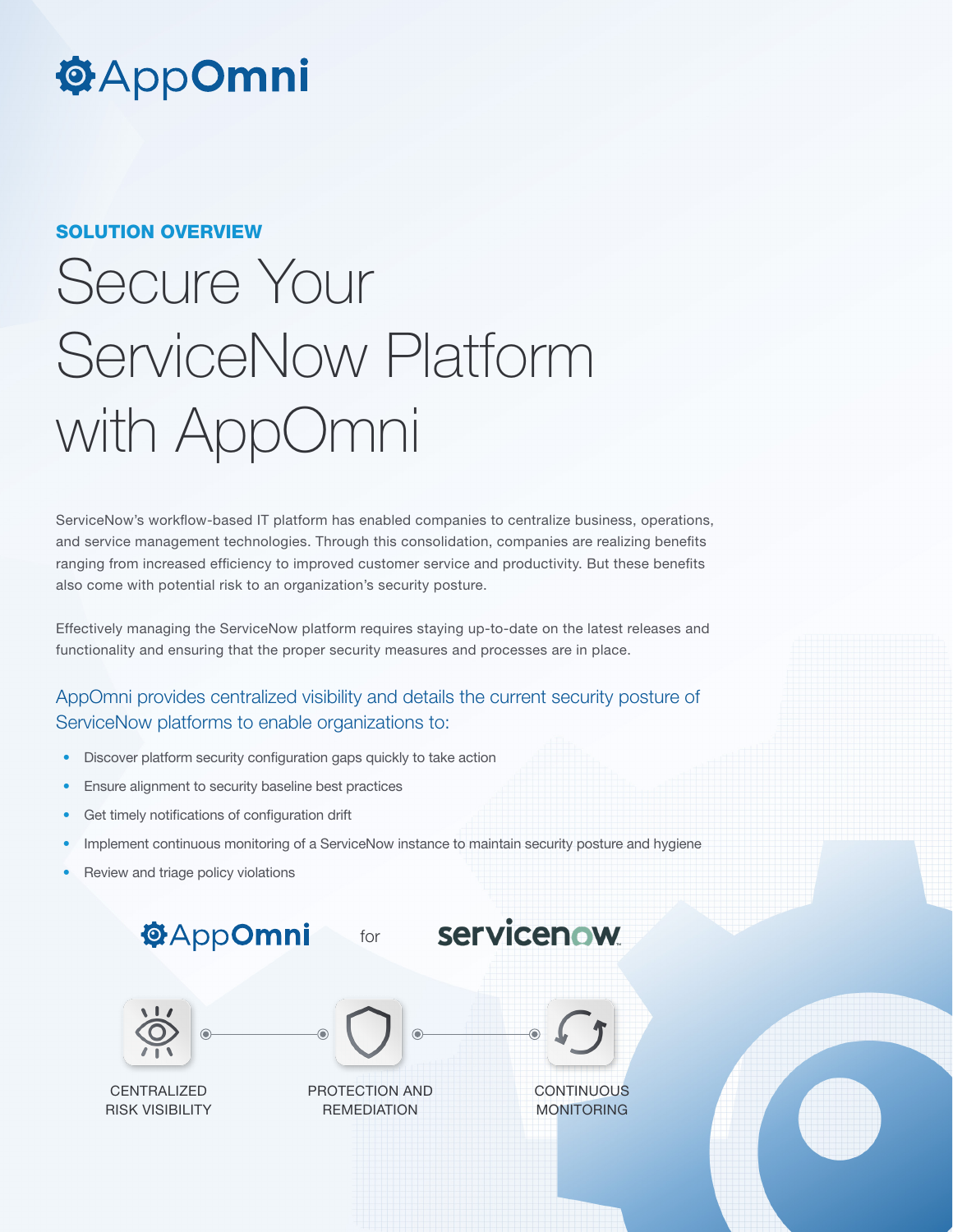AppOmni

SOLUTION OVERVIEW

# Secure Your ServiceNow Platform with AppOmni

ServiceNow's workflow-based IT platform has enabled companies to centralize business, operations, and service management technologies. Through this consolidation, companies are realizing benefits ranging from increased efficiency to improved customer service and productivity. But these benefits also come with potential risk to an organization's security posture.

Effectively managing the ServiceNow platform requires staying up-to-date on the latest releases and functionality and ensuring that the proper security measures and processes are in place.

## AppOmni provides centralized visibility and details the current security posture of ServiceNow platforms to enable organizations to:

- Discover platform security configuration gaps quickly to take action
- Ensure alignment to security baseline best practices
- Get timely notifications of configuration drift
- Implement continuous monitoring of a ServiceNow instance to maintain security posture and hygiene
- Review and triage policy violations

AppOmni for servicenow

CENTRALIZED RISK VISIBILITY → PROTECTION AND REMEDIATION → CONTINUOUS MONITORING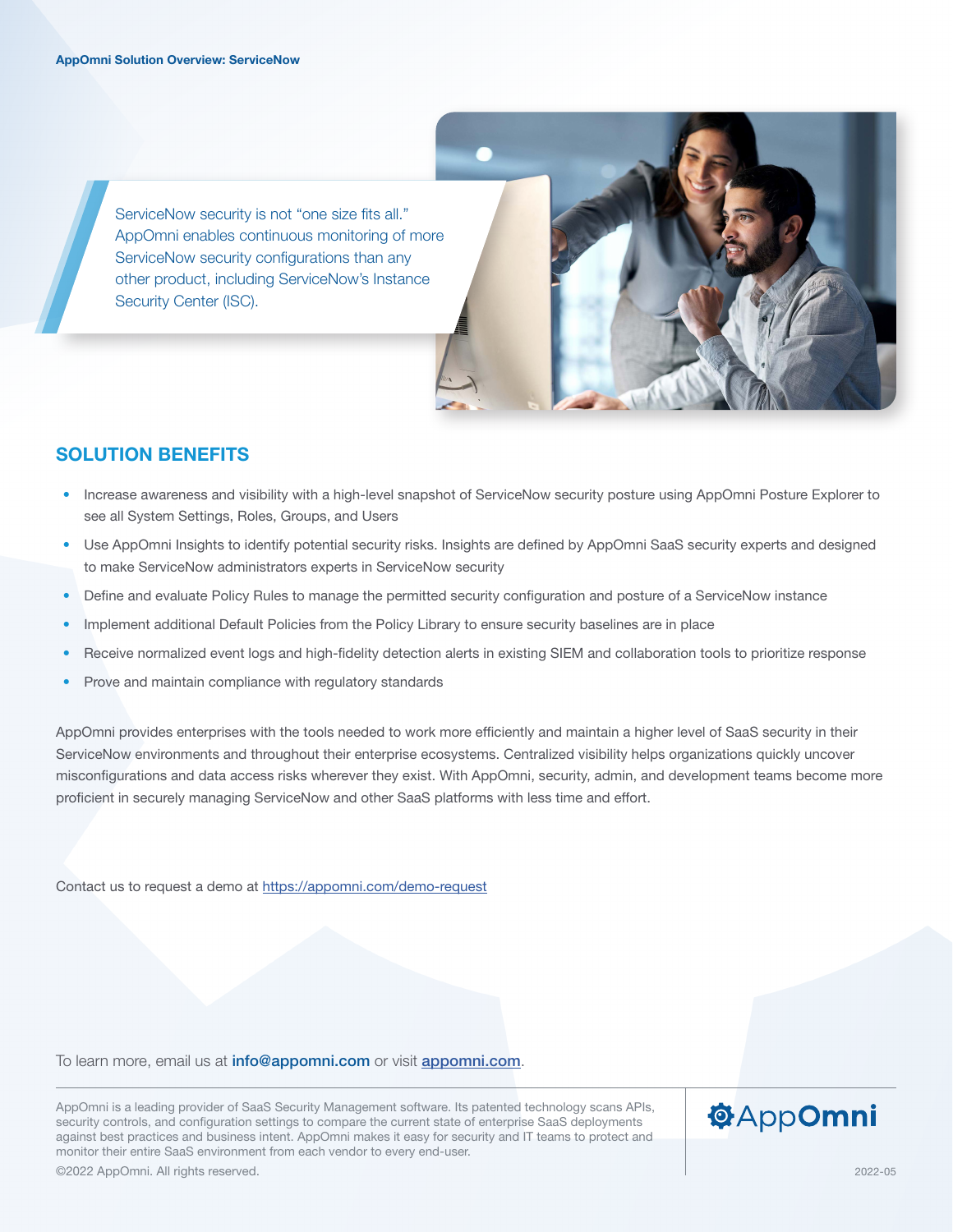ServiceNow security is not "one size fits all." AppOmni enables continuous monitoring of more ServiceNow security configurations than any other product, including ServiceNow's Instance Security Center (ISC).

## SOLUTION BENEFITS

- Increase awareness and visibility with a high-level snapshot of ServiceNow security posture using AppOmni Posture Explorer to see all System Settings, Roles, Groups, and Users
- Use AppOmni Insights to identify potential security risks. Insights are defined by AppOmni SaaS security experts and designed to make ServiceNow administrators experts in ServiceNow security
- Define and evaluate Policy Rules to manage the permitted security configuration and posture of a ServiceNow instance
- Implement additional Default Policies from the Policy Library to ensure security baselines are in place
- Receive normalized event logs and high-fidelity detection alerts in existing SIEM and collaboration tools to prioritize response
- Prove and maintain compliance with regulatory standards

AppOmni provides enterprises with the tools needed to work more efficiently and maintain a higher level of SaaS security in their ServiceNow environments and throughout their enterprise ecosystems. Centralized visibility helps organizations quickly uncover misconfigurations and data access risks wherever they exist. With AppOmni, security, admin, and development teams become more proficient in securely managing ServiceNow and other SaaS platforms with less time and effort.

Contact us to request a demo at https://appomni.com/demo-request

To learn more, email us at **info@appomni.com** or visit appomni.com.

AppOmni is a leading provider of SaaS Security Management software. Its patented technology scans APIs, security controls, and configuration settings to compare the current state of enterprise SaaS deployments against best practices and business intent. AppOmni makes it easy for security and IT teams to protect and monitor their entire SaaS environment from each vendor to every end-user.

©2022 AppOmni. All rights reserved.

AppOmni

2022-05